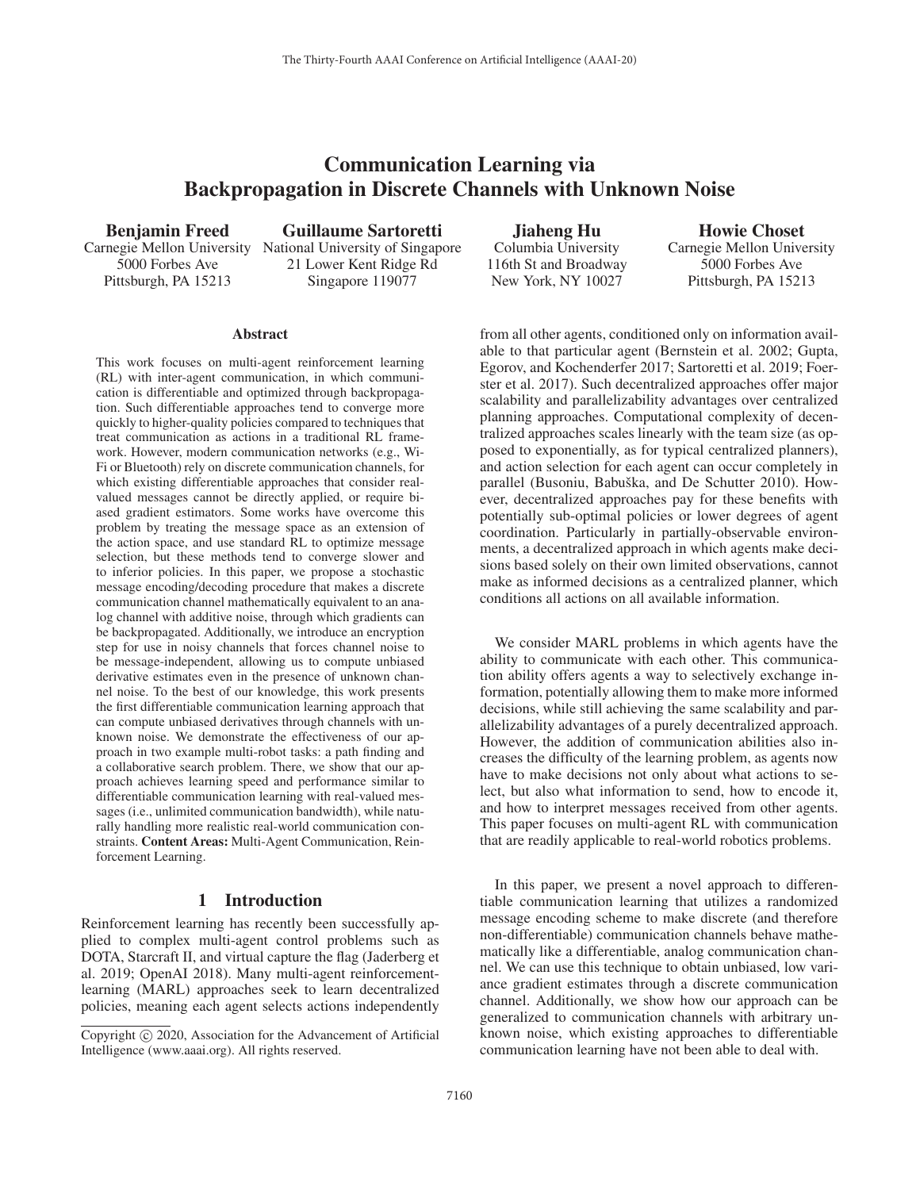# Communication Learning via Backpropagation in Discrete Channels with Unknown Noise

**Benjamin Freed**
Carnegie Mellon University
5000 Forbes Ave
Pittsburgh, PA 15213

**Guillaume Sartoretti**
National University of Singapore
21 Lower Kent Ridge Rd
Singapore 119077

**Jiaheng Hu**
Columbia University
116th St and Broadway
New York, NY 10027

**Howie Choset**
Carnegie Mellon University
5000 Forbes Ave
Pittsburgh, PA 15213

## Abstract

This work focuses on multi-agent reinforcement learning (RL) with inter-agent communication, in which communication is differentiable and optimized through backpropagation. Such differentiable approaches tend to converge more quickly to higher-quality policies compared to techniques that treat communication as actions in a traditional RL framework. However, modern communication networks (e.g., Wi-Fi or Bluetooth) rely on discrete communication channels, for which existing differentiable approaches that consider real-valued messages cannot be directly applied, or require biased gradient estimators. Some works have overcome this problem by treating the message space as an extension of the action space, and use standard RL to optimize message selection, but these methods tend to converge slower and to inferior policies. In this paper, we propose a stochastic message encoding/decoding procedure that makes a discrete communication channel mathematically equivalent to an analog channel with additive noise, through which gradients can be backpropagated. Additionally, we introduce an encryption step for use in noisy channels that forces channel noise to be message-independent, allowing us to compute unbiased derivative estimates even in the presence of unknown channel noise. To the best of our knowledge, this work presents the first differentiable communication learning approach that can compute unbiased derivatives through channels with unknown noise. We demonstrate the effectiveness of our approach in two example multi-robot tasks: a path finding and a collaborative search problem. There, we show that our approach achieves learning speed and performance similar to differentiable communication learning with real-valued messages (i.e., unlimited communication bandwidth), while naturally handling more realistic real-world communication constraints. **Content Areas:** Multi-Agent Communication, Reinforcement Learning.

## 1 Introduction

Reinforcement learning has recently been successfully applied to complex multi-agent control problems such as DOTA, Starcraft II, and virtual capture the flag (Jaderberg et al. 2019; OpenAI 2018). Many multi-agent reinforcement-learning (MARL) approaches seek to learn decentralized policies, meaning each agent selects actions independently from all other agents, conditioned only on information available to that particular agent (Bernstein et al. 2002; Gupta, Egorov, and Kochenderfer 2017; Sartoretti et al. 2019; Foerster et al. 2017). Such decentralized approaches offer major scalability and parallelizability advantages over centralized planning approaches. Computational complexity of decentralized approaches scales linearly with the team size (as opposed to exponentially, as for typical centralized planners), and action selection for each agent can occur completely in parallel (Busoniu, Babuška, and De Schutter 2010). However, decentralized approaches pay for these benefits with potentially sub-optimal policies or lower degrees of agent coordination. Particularly in partially-observable environments, a decentralized approach in which agents make decisions based solely on their own limited observations, cannot make as informed decisions as a centralized planner, which conditions all actions on all available information.

We consider MARL problems in which agents have the ability to communicate with each other. This communication ability offers agents a way to selectively exchange information, potentially allowing them to make more informed decisions, while still achieving the same scalability and parallelizability advantages of a purely decentralized approach. However, the addition of communication abilities also increases the difficulty of the learning problem, as agents now have to make decisions not only about what actions to select, but also what information to send, how to encode it, and how to interpret messages received from other agents. This paper focuses on multi-agent RL with communication that are readily applicable to real-world robotics problems.

In this paper, we present a novel approach to differentiable communication learning that utilizes a randomized message encoding scheme to make discrete (and therefore non-differentiable) communication channels behave mathematically like a differentiable, analog communication channel. We can use this technique to obtain unbiased, low variance gradient estimates through a discrete communication channel. Additionally, we show how our approach can be generalized to communication channels with arbitrary unknown noise, which existing approaches to differentiable communication learning have not been able to deal with.

Copyright © 2020, Association for the Advancement of Artificial Intelligence (www.aaai.org). All rights reserved.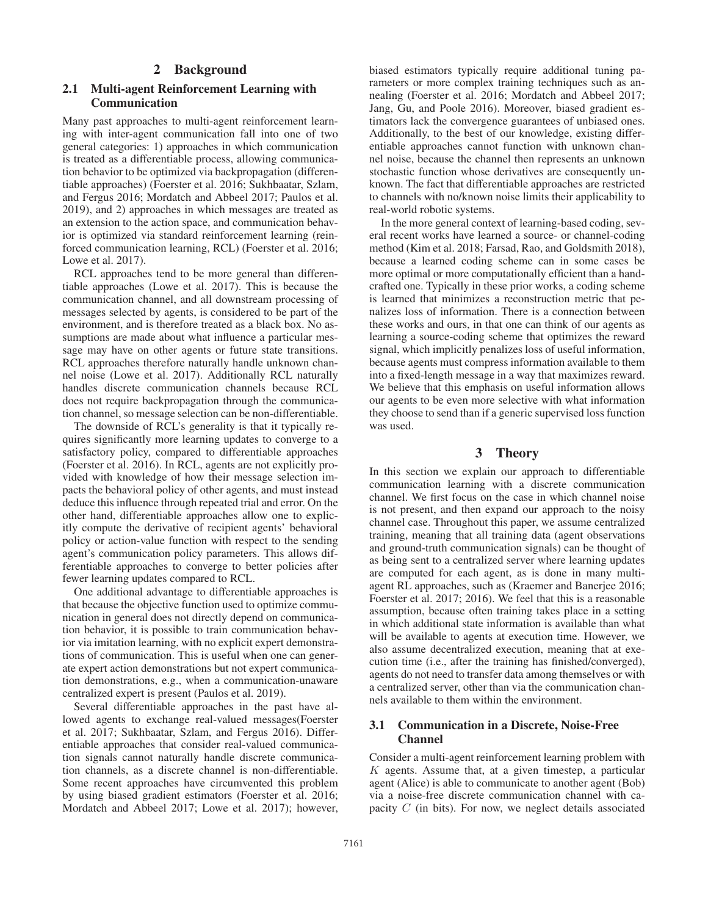## 2 Background

### 2.1 Multi-agent Reinforcement Learning with Communication

Many past approaches to multi-agent reinforcement learning with inter-agent communication fall into one of two general categories: 1) approaches in which communication is treated as a differentiable process, allowing communication behavior to be optimized via backpropagation (differentiable approaches) (Foerster et al. 2016; Sukhbaatar, Szlam, and Fergus 2016; Mordatch and Abbeel 2017; Paulos et al. 2019), and 2) approaches in which messages are treated as an extension to the action space, and communication behavior is optimized via standard reinforcement learning (reinforced communication learning, RCL) (Foerster et al. 2016; Lowe et al. 2017).

RCL approaches tend to be more general than differentiable approaches (Lowe et al. 2017). This is because the communication channel, and all downstream processing of messages selected by agents, is considered to be part of the environment, and is therefore treated as a black box. No assumptions are made about what influence a particular message may have on other agents or future state transitions. RCL approaches therefore naturally handle unknown channel noise (Lowe et al. 2017). Additionally RCL naturally handles discrete communication channels because RCL does not require backpropagation through the communication channel, so message selection can be non-differentiable.

The downside of RCL's generality is that it typically requires significantly more learning updates to converge to a satisfactory policy, compared to differentiable approaches (Foerster et al. 2016). In RCL, agents are not explicitly provided with knowledge of how their message selection impacts the behavioral policy of other agents, and must instead deduce this influence through repeated trial and error. On the other hand, differentiable approaches allow one to explicitly compute the derivative of recipient agents' behavioral policy or action-value function with respect to the sending agent's communication policy parameters. This allows differentiable approaches to converge to better policies after fewer learning updates compared to RCL.

One additional advantage to differentiable approaches is that because the objective function used to optimize communication in general does not directly depend on communication behavior, it is possible to train communication behavior via imitation learning, with no explicit expert demonstrations of communication. This is useful when one can generate expert action demonstrations but not expert communication demonstrations, e.g., when a communication-unaware centralized expert is present (Paulos et al. 2019).

Several differentiable approaches in the past have allowed agents to exchange real-valued messages(Foerster et al. 2017; Sukhbaatar, Szlam, and Fergus 2016). Differentiable approaches that consider real-valued communication signals cannot naturally handle discrete communication channels, as a discrete channel is non-differentiable. Some recent approaches have circumvented this problem by using biased gradient estimators (Foerster et al. 2016; Mordatch and Abbeel 2017; Lowe et al. 2017); however, biased estimators typically require additional tuning parameters or more complex training techniques such as annealing (Foerster et al. 2016; Mordatch and Abbeel 2017; Jang, Gu, and Poole 2016). Moreover, biased gradient estimators lack the convergence guarantees of unbiased ones. Additionally, to the best of our knowledge, existing differentiable approaches cannot function with unknown channel noise, because the channel then represents an unknown stochastic function whose derivatives are consequently unknown. The fact that differentiable approaches are restricted to channels with no/known noise limits their applicability to real-world robotic systems.

In the more general context of learning-based coding, several recent works have learned a source- or channel-coding method (Kim et al. 2018; Farsad, Rao, and Goldsmith 2018), because a learned coding scheme can in some cases be more optimal or more computationally efficient than a handcrafted one. Typically in these prior works, a coding scheme is learned that minimizes a reconstruction metric that penalizes loss of information. There is a connection between these works and ours, in that one can think of our agents as learning a source-coding scheme that optimizes the reward signal, which implicitly penalizes loss of useful information, because agents must compress information available to them into a fixed-length message in a way that maximizes reward. We believe that this emphasis on useful information allows our agents to be even more selective with what information they choose to send than if a generic supervised loss function was used.

## 3 Theory

In this section we explain our approach to differentiable communication learning with a discrete communication channel. We first focus on the case in which channel noise is not present, and then expand our approach to the noisy channel case. Throughout this paper, we assume centralized training, meaning that all training data (agent observations and ground-truth communication signals) can be thought of as being sent to a centralized server where learning updates are computed for each agent, as is done in many multi-agent RL approaches, such as (Kraemer and Banerjee 2016; Foerster et al. 2017; 2016). We feel that this is a reasonable assumption, because often training takes place in a setting in which additional state information is available than what will be available to agents at execution time. However, we also assume decentralized execution, meaning that at execution time (i.e., after the training has finished/converged), agents do not need to transfer data among themselves or with a centralized server, other than via the communication channels available to them within the environment.

### 3.1 Communication in a Discrete, Noise-Free Channel

Consider a multi-agent reinforcement learning problem with $K$ agents. Assume that, at a given timestep, a particular agent (Alice) is able to communicate to another agent (Bob) via a noise-free discrete communication channel with capacity $C$ (in bits). For now, we neglect details associated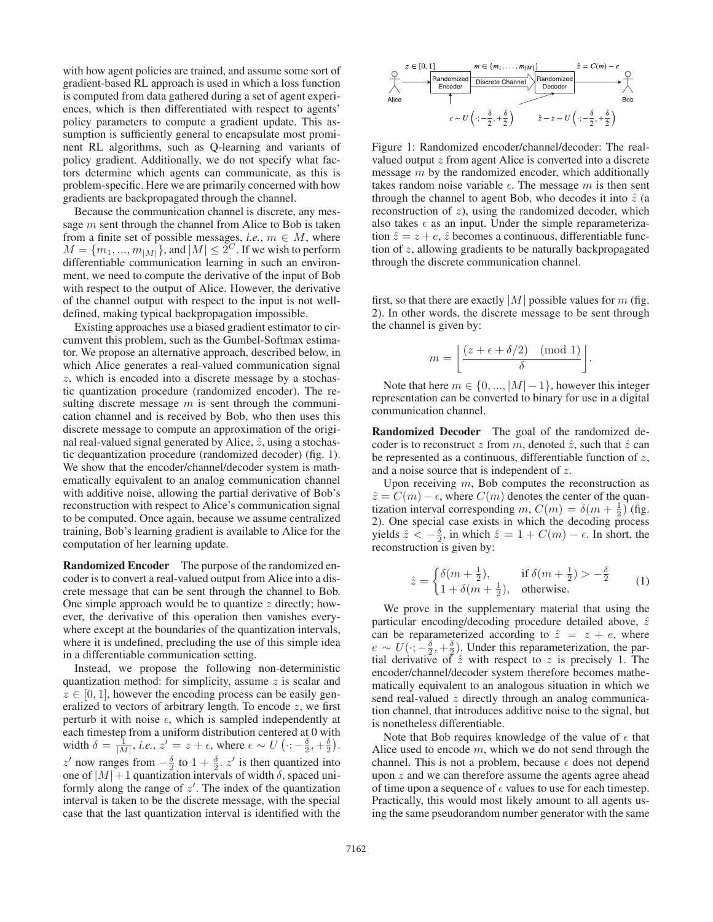with how agent policies are trained, and assume some sort of gradient-based RL approach is used in which a loss function is computed from data gathered during a set of agent experiences, which is then differentiated with respect to agents' policy parameters to compute a gradient update. This assumption is sufficiently general to encapsulate most prominent RL algorithms, such as Q-learning and variants of policy gradient. Additionally, we do not specify what factors determine which agents can communicate, as this is problem-specific. Here we are primarily concerned with how gradients are backpropagated through the channel.

Because the communication channel is discrete, any message $m$ sent through the channel from Alice to Bob is taken from a finite set of possible messages, *i.e.*, $m \in M$, where $M = \{m_1, ..., m_{|M|}\}$, and $|M| \leq 2^C$. If we wish to perform differentiable communication learning in such an environment, we need to compute the derivative of the input of Bob with respect to the output of Alice. However, the derivative of the channel output with respect to the input is not well-defined, making typical backpropagation impossible.

Existing approaches use a biased gradient estimator to circumvent this problem, such as the Gumbel-Softmax estimator. We propose an alternative approach, described below, in which Alice generates a real-valued communication signal $z$, which is encoded into a discrete message by a stochastic quantization procedure (randomized encoder). The resulting discrete message $m$ is sent through the communication channel and is received by Bob, who then uses this discrete message to compute an approximation of the original real-valued signal generated by Alice, $\hat{z}$, using a stochastic dequantization procedure (randomized decoder) (fig. 1). We show that the encoder/channel/decoder system is mathematically equivalent to an analog communication channel with additive noise, allowing the partial derivative of Bob's reconstruction with respect to Alice's communication signal to be computed. Once again, because we assume centralized training, Bob's learning gradient is available to Alice for the computation of her learning update.

Figure 1: Randomized encoder/channel/decoder: The real-valued output $z$ from agent Alice is converted into a discrete message $m$ by the randomized encoder, which additionally takes random noise variable $\epsilon$. The message $m$ is then sent through the channel to agent Bob, who decodes it into $\hat{z}$ (a reconstruction of $z$), using the randomized decoder, which also takes $\epsilon$ as an input. Under the simple reparameterization $\hat{z} = z + e$, $\hat{z}$ becomes a continuous, differentiable function of $z$, allowing gradients to be naturally backpropagated through the discrete communication channel.

**Randomized Encoder** The purpose of the randomized encoder is to convert a real-valued output from Alice into a discrete message that can be sent through the channel to Bob. One simple approach would be to quantize $z$ directly; however, the derivative of this operation then vanishes everywhere except at the boundaries of the quantization intervals, where it is undefined, precluding the use of this simple idea in a differentiable communication setting.

Instead, we propose the following non-deterministic quantization method: for simplicity, assume $z$ is scalar and $z \in [0, 1]$, however the encoding process can be easily generalized to vectors of arbitrary length. To encode $z$, we first perturb it with noise $\epsilon$, which is sampled independently at each timestep from a uniform distribution centered at 0 with width $\delta = \frac{1}{|M|}$, *i.e.*, $z' = z + \epsilon$, where $\epsilon \sim U\left(\cdot; -\frac{\delta}{2}, +\frac{\delta}{2}\right)$. $z'$ now ranges from $-\frac{\delta}{2}$ to $1 + \frac{\delta}{2}$. $z'$ is then quantized into one of $|M|+1$ quantization intervals of width $\delta$, spaced uniformly along the range of $z'$. The index of the quantization interval is taken to be the discrete message, with the special case that the last quantization interval is identified with the first, so that there are exactly $|M|$ possible values for $m$ (fig. 2). In other words, the discrete message to be sent through the channel is given by:

$$m = \left\lfloor \frac{(z + \epsilon + \delta/2) \pmod 1}{\delta} \right\rfloor.$$

Note that here $m \in \{0, ..., |M| - 1\}$, however this integer representation can be converted to binary for use in a digital communication channel.

**Randomized Decoder** The goal of the randomized decoder is to reconstruct $z$ from $m$, denoted $\hat{z}$, such that $\hat{z}$ can be represented as a continuous, differentiable function of $z$, and a noise source that is independent of $z$.

Upon receiving $m$, Bob computes the reconstruction as $\hat{z} = C(m) - \epsilon$, where $C(m)$ denotes the center of the quantization interval corresponding $m$, $C(m) = \delta(m + \frac{1}{2})$ (fig. 2). One special case exists in which the decoding process yields $\hat{z} < -\frac{\delta}{2}$, in which $\hat{z} = 1 + C(m) - \epsilon$. In short, the reconstruction is given by:

$$\hat{z} = \begin{cases} \delta(m + \frac{1}{2}), & \text{if } \delta(m + \frac{1}{2}) > -\frac{\delta}{2} \\ 1 + \delta(m + \frac{1}{2}), & \text{otherwise.} \end{cases} \tag{1}$$

We prove in the supplementary material that using the particular encoding/decoding procedure detailed above, $\hat{z}$ can be reparameterized according to $\hat{z} = z + e$, where $e \sim U(\cdot; -\frac{\delta}{2}, +\frac{\delta}{2})$. Under this reparameterization, the partial derivative of $\hat{z}$ with respect to $z$ is precisely 1. The encoder/channel/decoder system therefore becomes mathematically equivalent to an analogous situation in which we send real-valued $z$ directly through an analog communication channel, that introduces additive noise to the signal, but is nonetheless differentiable.

Note that Bob requires knowledge of the value of $\epsilon$ that Alice used to encode $m$, which we do not send through the channel. This is not a problem, because $\epsilon$ does not depend upon $z$ and we can therefore assume the agents agree ahead of time upon a sequence of $\epsilon$ values to use for each timestep. Practically, this would most likely amount to all agents using the same pseudorandom number generator with the same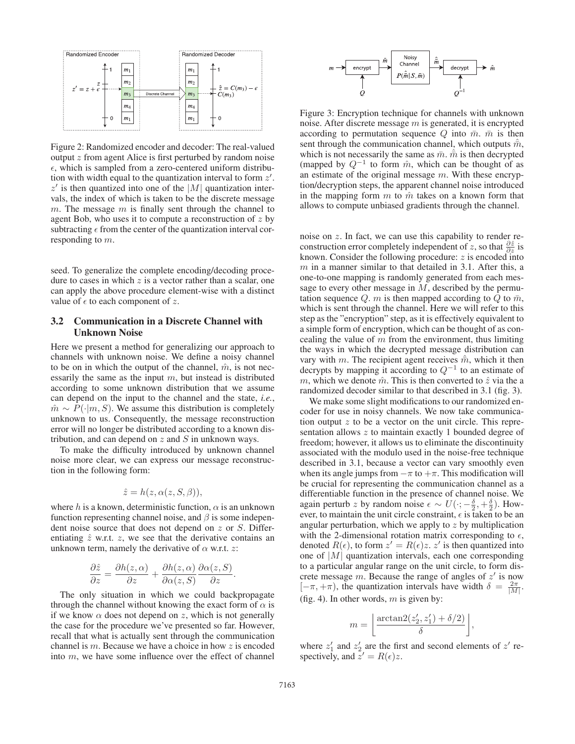Figure 2: Randomized encoder and decoder: The real-valued output $z$ from agent Alice is first perturbed by random noise $\epsilon$, which is sampled from a zero-centered uniform distribution with width equal to the quantization interval to form $z'$. $z'$ is then quantized into one of the $|M|$ quantization intervals, the index of which is taken to be the discrete message $m$. The message $m$ is finally sent through the channel to agent Bob, who uses it to compute a reconstruction of $z$ by subtracting $\epsilon$ from the center of the quantization interval corresponding to $m$.

seed. To generalize the complete encoding/decoding procedure to cases in which $z$ is a vector rather than a scalar, one can apply the above procedure element-wise with a distinct value of $\epsilon$ to each component of $z$.

### 3.2 Communication in a Discrete Channel with Unknown Noise

Here we present a method for generalizing our approach to channels with unknown noise. We define a noisy channel to be on in which the output of the channel, $\hat{m}$, is not necessarily the same as the input $m$, but instead is distributed according to some unknown distribution that we assume can depend on the input to the channel and the state, *i.e.*, $\hat{m} \sim P(\cdot|m, S)$. We assume this distribution is completely unknown to us. Consequently, the message reconstruction error will no longer be distributed according to a known distribution, and can depend on $z$ and $S$ in unknown ways.

To make the difficulty introduced by unknown channel noise more clear, we can express our message reconstruction in the following form:

$$\hat{z} = h(z, \alpha(z, S, \beta)),$$

where $h$ is a known, deterministic function, $\alpha$ is an unknown function representing channel noise, and $\beta$ is some independent noise source that does not depend on $z$ or $S$. Differentiating $\hat{z}$ w.r.t. $z$, we see that the derivative contains an unknown term, namely the derivative of $\alpha$ w.r.t. $z$:

$$\frac{\partial \hat{z}}{\partial z} = \frac{\partial h(z, \alpha)}{\partial z} + \frac{\partial h(z, \alpha)}{\partial \alpha(z, S)} \frac{\partial \alpha(z, S)}{\partial z}.$$

The only situation in which we could backpropagate through the channel without knowing the exact form of $\alpha$ is if we know $\alpha$ does not depend on $z$, which is not generally the case for the procedure we've presented so far. However, recall that what is actually sent through the communication channel is $m$. Because we have a choice in how $z$ is encoded into $m$, we have some influence over the effect of channel noise on $z$. In fact, we can use this capability to render reconstruction error completely independent of $z$, so that $\frac{\partial \hat{z}}{\partial z}$ is known. Consider the following procedure: $z$ is encoded into $m$ in a manner similar to that detailed in 3.1. After this, a one-to-one mapping is randomly generated from each message to every other message in $M$, described by the permutation sequence $Q$. $m$ is then mapped according to $Q$ to $\bar{m}$, which is sent through the channel. Here we will refer to this step as the "encryption" step, as it is effectively equivalent to a simple form of encryption, which can be thought of as concealing the value of $m$ from the environment, thus limiting the ways in which the decrypted message distribution can vary with $m$. The recipient agent receives $\hat{\bar{m}}$, which it then decrypts by mapping it according to $Q^{-1}$ to an estimate of $m$, which we denote $\hat{m}$. This is then converted to $\hat{z}$ via the a randomized decoder similar to that described in 3.1 (fig. 3).

Figure 3: Encryption technique for channels with unknown noise. After discrete message $m$ is generated, it is encrypted according to permutation sequence $Q$ into $\bar{m}$. $\bar{m}$ is then sent through the communication channel, which outputs $\hat{\bar{m}}$, which is not necessarily the same as $\bar{m}$. $\hat{\bar{m}}$ is then decrypted (mapped by $Q^{-1}$ to form $\hat{m}$, which can be thought of as an estimate of the original message $m$. With these encryption/decryption steps, the apparent channel noise introduced in the mapping form $m$ to $\hat{m}$ takes on a known form that allows to compute unbiased gradients through the channel.

We make some slight modifications to our randomized encoder for use in noisy channels. We now take communication output $z$ to be a vector on the unit circle. This representation allows $z$ to maintain exactly 1 bounded degree of freedom; however, it allows us to eliminate the discontinuity associated with the modulo used in the noise-free technique described in 3.1, because a vector can vary smoothly even when its angle jumps from $-\pi$ to $+\pi$. This modification will be crucial for representing the communication channel as a differentiable function in the presence of channel noise. We again perturb $z$ by random noise $\epsilon \sim U(\cdot; -\frac{\delta}{2}, +\frac{\delta}{2})$. However, to maintain the unit circle constraint, $\epsilon$ is taken to be an angular perturbation, which we apply to $z$ by multiplication with the 2-dimensional rotation matrix corresponding to $\epsilon$, denoted $R(\epsilon)$, to form $z' = R(\epsilon)z$. $z'$ is then quantized into one of $|M|$ quantization intervals, each one corresponding to a particular angular range on the unit circle, to form discrete message $m$. Because the range of angles of $z'$ is now $[-\pi, +\pi)$, the quantization intervals have width $\delta = \frac{2\pi}{|M|}$. (fig. 4). In other words, $m$ is given by:

$$m = \left\lfloor \frac{\arctan2(z_2', z_1') + \delta/2)}{\delta} \right\rfloor,$$

where $z_1'$ and $z_2'$ are the first and second elements of $z'$ respectively, and $z' = R(\epsilon)z$.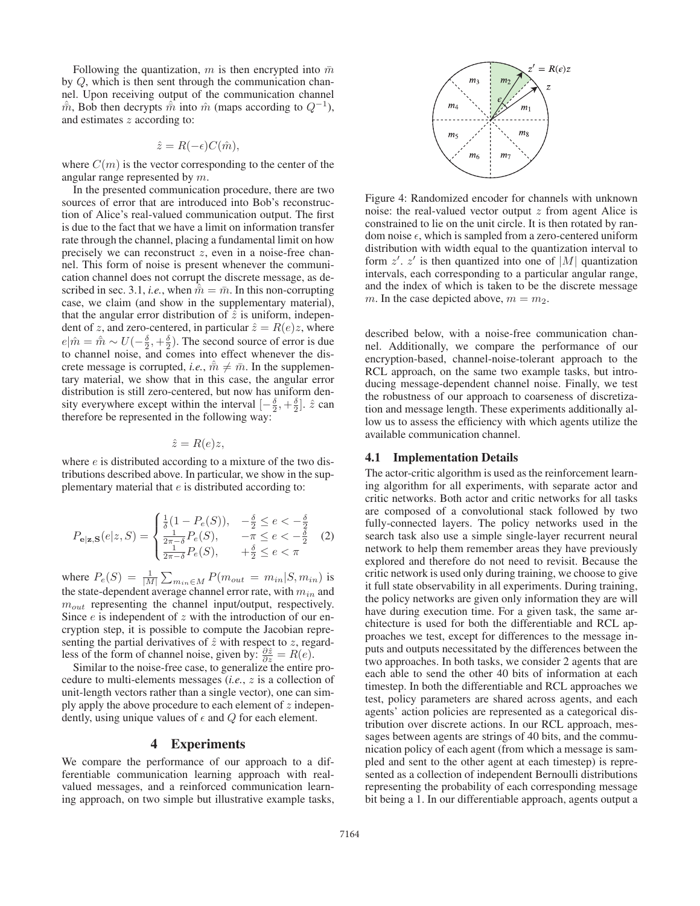Following the quantization, $m$ is then encrypted into $\bar{m}$ by $Q$, which is then sent through the communication channel. Upon receiving output of the communication channel $\hat{\bar{m}}$, Bob then decrypts $\hat{\bar{m}}$ into $\hat{m}$ (maps according to $Q^{-1}$), and estimates $z$ according to:

$$\hat{z} = R(-\epsilon)C(\hat{m}),$$

where $C(m)$ is the vector corresponding to the center of the angular range represented by $m$.

In the presented communication procedure, there are two sources of error that are introduced into Bob's reconstruction of Alice's real-valued communication output. The first is due to the fact that we have a limit on information transfer rate through the channel, placing a fundamental limit on how precisely we can reconstruct $z$, even in a noise-free channel. This form of noise is present whenever the communication channel does not corrupt the discrete message, as described in sec. 3.1, *i.e.*, when $\hat{\bar{m}} = \bar{m}$. In this non-corrupting case, we claim (and show in the supplementary material), that the angular error distribution of $\hat{z}$ is uniform, independent of $z$, and zero-centered, in particular $\hat{z} = R(e)z$, where $e|\hat{m} = \hat{\bar{m}} \sim U(-\frac{\delta}{2}, +\frac{\delta}{2})$. The second source of error is due to channel noise, and comes into effect whenever the discrete message is corrupted, *i.e.*, $\hat{\bar{m}} \neq \bar{m}$. In the supplementary material, we show that in this case, the angular error distribution is still zero-centered, but now has uniform density everywhere except within the interval $[-\frac{\delta}{2}, +\frac{\delta}{2}]$. $\hat{z}$ can therefore be represented in the following way:

$$\hat{z} = R(e)z,$$

where $e$ is distributed according to a mixture of the two distributions described above. In particular, we show in the supplementary material that $e$ is distributed according to:

$$P_{\mathbf{e}|\mathbf{z},\mathbf{S}}(e|z,S) = \begin{cases} \frac{1}{\delta}(1 - P_e(S)), & -\frac{\delta}{2} \leq e < -\frac{\delta}{2} \\ \frac{1}{2\pi - \delta}P_e(S), & -\pi \leq e < -\frac{\delta}{2} \\ \frac{1}{2\pi - \delta}P_e(S), & +\frac{\delta}{2} \leq e < \pi \end{cases} \quad (2)$$

where $P_e(S) = \frac{1}{|M|}\sum_{m_{in} \in M} P(m_{out} = m_{in}|S, m_{in})$ is the state-dependent average channel error rate, with $m_{in}$ and $m_{out}$ representing the channel input/output, respectively. Since $e$ is independent of $z$ with the introduction of our encryption step, it is possible to compute the Jacobian representing the partial derivatives of $\hat{z}$ with respect to $z$, regardless of the form of channel noise, given by: $\frac{\partial \hat{z}}{\partial z} = R(e)$.

Similar to the noise-free case, to generalize the entire procedure to multi-elements messages (*i.e.*, $z$ is a collection of unit-length vectors rather than a single vector), one can simply apply the above procedure to each element of $z$ independently, using unique values of $\epsilon$ and $Q$ for each element.

Figure 4: Randomized encoder for channels with unknown noise: the real-valued vector output $z$ from agent Alice is constrained to lie on the unit circle. It is then rotated by random noise $\epsilon$, which is sampled from a zero-centered uniform distribution with width equal to the quantization interval to form $z'$. $z'$ is then quantized into one of $|M|$ quantization intervals, each corresponding to a particular angular range, and the index of which is taken to be the discrete message $m$. In the case depicted above, $m = m_2$.

# 4 Experiments

We compare the performance of our approach to a differentiable communication learning approach with real-valued messages, and a reinforced communication learning approach, on two simple but illustrative example tasks, described below, with a noise-free communication channel. Additionally, we compare the performance of our encryption-based, channel-noise-tolerant approach to the RCL approach, on the same two example tasks, but introducing message-dependent channel noise. Finally, we test the robustness of our approach to coarseness of discretization and message length. These experiments additionally allow us to assess the efficiency with which agents utilize the available communication channel.

## 4.1 Implementation Details

The actor-critic algorithm is used as the reinforcement learning algorithm for all experiments, with separate actor and critic networks. Both actor and critic networks for all tasks are composed of a convolutional stack followed by two fully-connected layers. The policy networks used in the search task also use a simple single-layer recurrent neural network to help them remember areas they have previously explored and therefore do not need to revisit. Because the critic network is used only during training, we choose to give it full state observability in all experiments. During training, the policy networks are given only information they are will have during execution time. For a given task, the same architecture is used for both the differentiable and RCL approaches we test, except for differences to the message inputs and outputs necessitated by the differences between the two approaches. In both tasks, we consider 2 agents that are each able to send the other 40 bits of information at each timestep. In both the differentiable and RCL approaches we test, policy parameters are shared across agents, and each agents' action policies are represented as a categorical distribution over discrete actions. In our RCL approach, messages between agents are strings of 40 bits, and the communication policy of each agent (from which a message is sampled and sent to the other agent at each timestep) is represented as a collection of independent Bernoulli distributions representing the probability of each corresponding message bit being a 1. In our differentiable approach, agents output a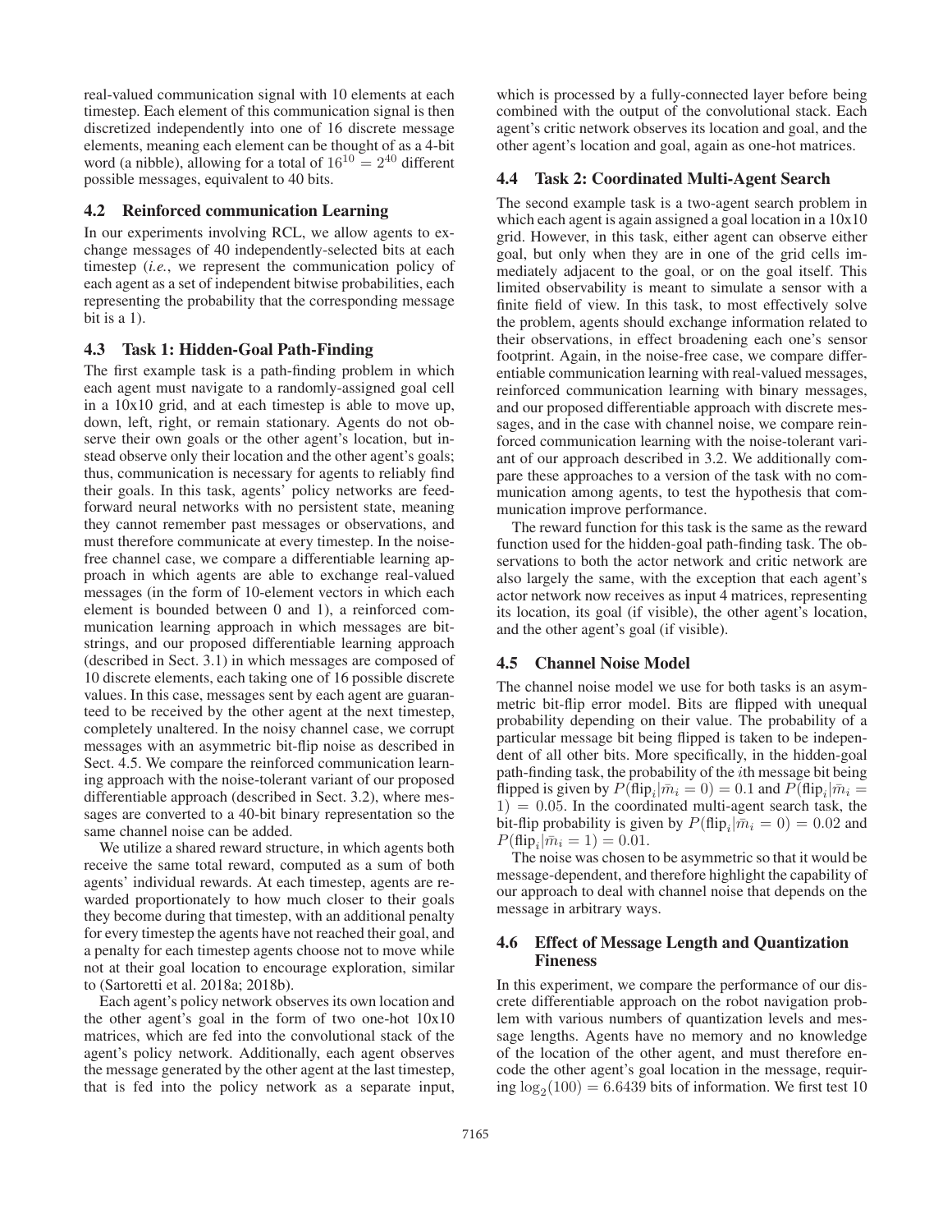real-valued communication signal with 10 elements at each timestep. Each element of this communication signal is then discretized independently into one of 16 discrete message elements, meaning each element can be thought of as a 4-bit word (a nibble), allowing for a total of $16^{10} = 2^{40}$ different possible messages, equivalent to 40 bits.

### 4.2 Reinforced communication Learning

In our experiments involving RCL, we allow agents to exchange messages of 40 independently-selected bits at each timestep (*i.e.*, we represent the communication policy of each agent as a set of independent bitwise probabilities, each representing the probability that the corresponding message bit is a 1).

### 4.3 Task 1: Hidden-Goal Path-Finding

The first example task is a path-finding problem in which each agent must navigate to a randomly-assigned goal cell in a 10x10 grid, and at each timestep is able to move up, down, left, right, or remain stationary. Agents do not observe their own goals or the other agent's location, but instead observe only their location and the other agent's goals; thus, communication is necessary for agents to reliably find their goals. In this task, agents' policy networks are feed-forward neural networks with no persistent state, meaning they cannot remember past messages or observations, and must therefore communicate at every timestep. In the noise-free channel case, we compare a differentiable learning approach in which agents are able to exchange real-valued messages (in the form of 10-element vectors in which each element is bounded between 0 and 1), a reinforced communication learning approach in which messages are bit-strings, and our proposed differentiable learning approach (described in Sect. 3.1) in which messages are composed of 10 discrete elements, each taking one of 16 possible discrete values. In this case, messages sent by each agent are guaranteed to be received by the other agent at the next timestep, completely unaltered. In the noisy channel case, we corrupt messages with an asymmetric bit-flip noise as described in Sect. 4.5. We compare the reinforced communication learning approach with the noise-tolerant variant of our proposed differentiable approach (described in Sect. 3.2), where messages are converted to a 40-bit binary representation so the same channel noise can be added.

We utilize a shared reward structure, in which agents both receive the same total reward, computed as a sum of both agents' individual rewards. At each timestep, agents are rewarded proportionately to how much closer to their goals they become during that timestep, with an additional penalty for every timestep the agents have not reached their goal, and a penalty for each timestep agents choose not to move while not at their goal location to encourage exploration, similar to (Sartoretti et al. 2018a; 2018b).

Each agent's policy network observes its own location and the other agent's goal in the form of two one-hot 10x10 matrices, which are fed into the convolutional stack of the agent's policy network. Additionally, each agent observes the message generated by the other agent at the last timestep, that is fed into the policy network as a separate input, which is processed by a fully-connected layer before being combined with the output of the convolutional stack. Each agent's critic network observes its location and goal, and the other agent's location and goal, again as one-hot matrices.

### 4.4 Task 2: Coordinated Multi-Agent Search

The second example task is a two-agent search problem in which each agent is again assigned a goal location in a 10x10 grid. However, in this task, either agent can observe either goal, but only when they are in one of the grid cells immediately adjacent to the goal, or on the goal itself. This limited observability is meant to simulate a sensor with a finite field of view. In this task, to most effectively solve the problem, agents should exchange information related to their observations, in effect broadening each one's sensor footprint. Again, in the noise-free case, we compare differentiable communication learning with real-valued messages, reinforced communication learning with binary messages, and our proposed differentiable approach with discrete messages, and in the case with channel noise, we compare reinforced communication learning with the noise-tolerant variant of our approach described in 3.2. We additionally compare these approaches to a version of the task with no communication among agents, to test the hypothesis that communication improve performance.

The reward function for this task is the same as the reward function used for the hidden-goal path-finding task. The observations to both the actor network and critic network are also largely the same, with the exception that each agent's actor network now receives as input 4 matrices, representing its location, its goal (if visible), the other agent's location, and the other agent's goal (if visible).

### 4.5 Channel Noise Model

The channel noise model we use for both tasks is an asymmetric bit-flip error model. Bits are flipped with unequal probability depending on their value. The probability of a particular message bit being flipped is taken to be independent of all other bits. More specifically, in the hidden-goal path-finding task, the probability of the $i$th message bit being flipped is given by $P(\text{flip}_i|\bar{m}_i = 0) = 0.1$ and $P(\text{flip}_i|\bar{m}_i = 1) = 0.05$. In the coordinated multi-agent search task, the bit-flip probability is given by $P(\text{flip}_i|\bar{m}_i = 0) = 0.02$ and $P(\text{flip}_i|\bar{m}_i = 1) = 0.01$.

The noise was chosen to be asymmetric so that it would be message-dependent, and therefore highlight the capability of our approach to deal with channel noise that depends on the message in arbitrary ways.

### 4.6 Effect of Message Length and Quantization Fineness

In this experiment, we compare the performance of our discrete differentiable approach on the robot navigation problem with various numbers of quantization levels and message lengths. Agents have no memory and no knowledge of the location of the other agent, and must therefore encode the other agent's goal location in the message, requiring $\log_2(100) = 6.6439$ bits of information. We first test 10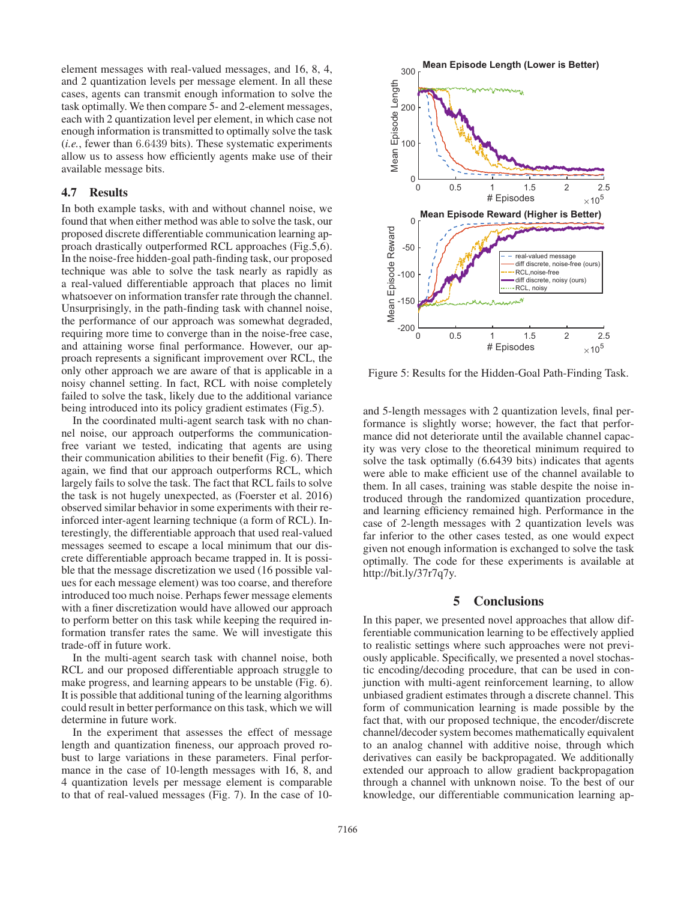element messages with real-valued messages, and 16, 8, 4, and 2 quantization levels per message element. In all these cases, agents can transmit enough information to solve the task optimally. We then compare 5- and 2-element messages, each with 2 quantization level per element, in which case not enough information is transmitted to optimally solve the task (*i.e.*, fewer than 6.6439 bits). These systematic experiments allow us to assess how efficiently agents make use of their available message bits.

### 4.7 Results

In both example tasks, with and without channel noise, we found that when either method was able to solve the task, our proposed discrete differentiable communication learning approach drastically outperformed RCL approaches (Fig.5,6). In the noise-free hidden-goal path-finding task, our proposed technique was able to solve the task nearly as rapidly as a real-valued differentiable approach that places no limit whatsoever on information transfer rate through the channel. Unsurprisingly, in the path-finding task with channel noise, the performance of our approach was somewhat degraded, requiring more time to converge than in the noise-free case, and attaining worse final performance. However, our approach represents a significant improvement over RCL, the only other approach we are aware of that is applicable in a noisy channel setting. In fact, RCL with noise completely failed to solve the task, likely due to the additional variance being introduced into its policy gradient estimates (Fig.5).

In the coordinated multi-agent search task with no channel noise, our approach outperforms the communication-free variant we tested, indicating that agents are using their communication abilities to their benefit (Fig. 6). There again, we find that our approach outperforms RCL, which largely fails to solve the task. The fact that RCL fails to solve the task is not hugely unexpected, as (Foerster et al. 2016) observed similar behavior in some experiments with their reinforced inter-agent learning technique (a form of RCL). Interestingly, the differentiable approach that used real-valued messages seemed to escape a local minimum that our discrete differentiable approach became trapped in. It is possible that the message discretization we used (16 possible values for each message element) was too coarse, and therefore introduced too much noise. Perhaps fewer message elements with a finer discretization would have allowed our approach to perform better on this task while keeping the required information transfer rates the same. We will investigate this trade-off in future work.

In the multi-agent search task with channel noise, both RCL and our proposed differentiable approach struggle to make progress, and learning appears to be unstable (Fig. 6). It is possible that additional tuning of the learning algorithms could result in better performance on this task, which we will determine in future work.

In the experiment that assesses the effect of message length and quantization fineness, our approach proved robust to large variations in these parameters. Final performance in the case of 10-length messages with 16, 8, and 4 quantization levels per message element is comparable to that of real-valued messages (Fig. 7). In the case of 10- and 5-length messages with 2 quantization levels, final performance is slightly worse; however, the fact that performance did not deteriorate until the available channel capacity was very close to the theoretical minimum required to solve the task optimally (6.6439 bits) indicates that agents were able to make efficient use of the channel available to them. In all cases, training was stable despite the noise introduced through the randomized quantization procedure, and learning efficiency remained high. Performance in the case of 2-length messages with 2 quantization levels was far inferior to the other cases tested, as one would expect given not enough information is exchanged to solve the task optimally. The code for these experiments is available at http://bit.ly/37r7q7y.

Figure 5: Results for the Hidden-Goal Path-Finding Task.

## 5 Conclusions

In this paper, we presented novel approaches that allow differentiable communication learning to be effectively applied to realistic settings where such approaches were not previously applicable. Specifically, we presented a novel stochastic encoding/decoding procedure, that can be used in conjunction with multi-agent reinforcement learning, to allow unbiased gradient estimates through a discrete channel. This form of communication learning is made possible by the fact that, with our proposed technique, the encoder/discrete channel/decoder system becomes mathematically equivalent to an analog channel with additive noise, through which derivatives can easily be backpropagated. We additionally extended our approach to allow gradient backpropagation through a channel with unknown noise. To the best of our knowledge, our differentiable communication learning ap-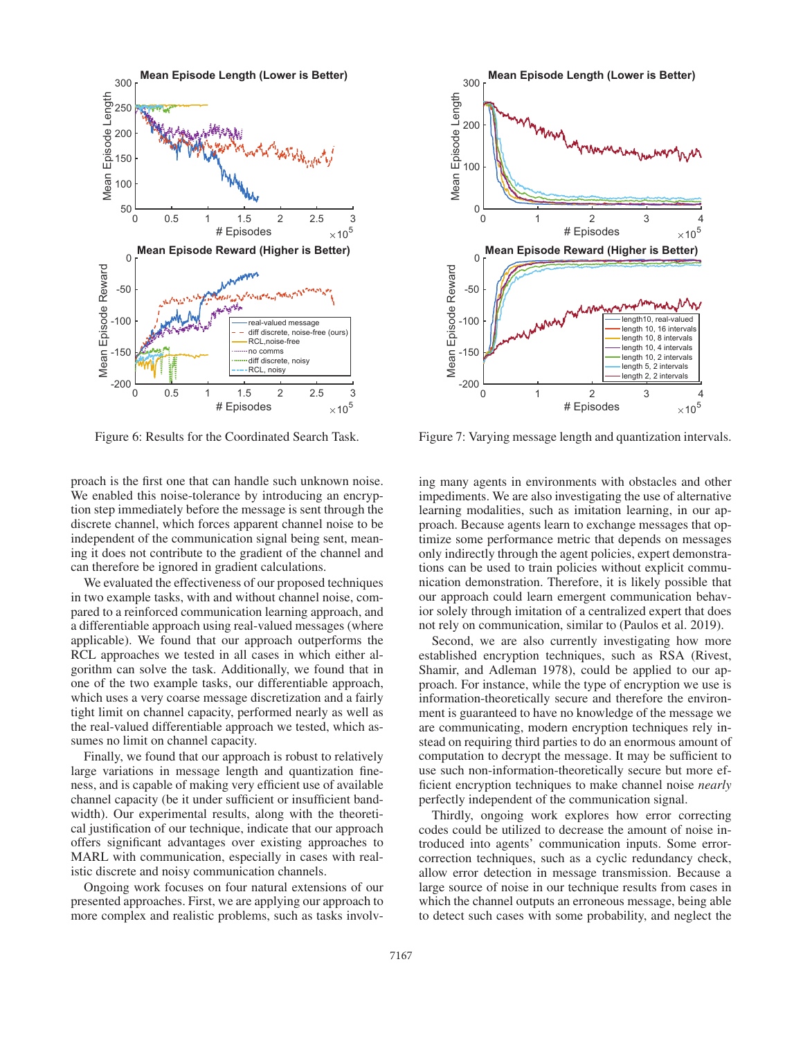Figure 6: Results for the Coordinated Search Task.

Figure 7: Varying message length and quantization intervals.

proach is the first one that can handle such unknown noise. We enabled this noise-tolerance by introducing an encryption step immediately before the message is sent through the discrete channel, which forces apparent channel noise to be independent of the communication signal being sent, meaning it does not contribute to the gradient of the channel and can therefore be ignored in gradient calculations.

We evaluated the effectiveness of our proposed techniques in two example tasks, with and without channel noise, compared to a reinforced communication learning approach, and a differentiable approach using real-valued messages (where applicable). We found that our approach outperforms the RCL approaches we tested in all cases in which either algorithm can solve the task. Additionally, we found that in one of the two example tasks, our differentiable approach, which uses a very coarse message discretization and a fairly tight limit on channel capacity, performed nearly as well as the real-valued differentiable approach we tested, which assumes no limit on channel capacity.

Finally, we found that our approach is robust to relatively large variations in message length and quantization fineness, and is capable of making very efficient use of available channel capacity (be it under sufficient or insufficient bandwidth). Our experimental results, along with the theoretical justification of our technique, indicate that our approach offers significant advantages over existing approaches to MARL with communication, especially in cases with realistic discrete and noisy communication channels.

Ongoing work focuses on four natural extensions of our presented approaches. First, we are applying our approach to more complex and realistic problems, such as tasks involving many agents in environments with obstacles and other impediments. We are also investigating the use of alternative learning modalities, such as imitation learning, in our approach. Because agents learn to exchange messages that optimize some performance metric that depends on messages only indirectly through the agent policies, expert demonstrations can be used to train policies without explicit communication demonstration. Therefore, it is likely possible that our approach could learn emergent communication behavior solely through imitation of a centralized expert that does not rely on communication, similar to (Paulos et al. 2019).

Second, we are also currently investigating how more established encryption techniques, such as RSA (Rivest, Shamir, and Adleman 1978), could be applied to our approach. For instance, while the type of encryption we use is information-theoretically secure and therefore the environment is guaranteed to have no knowledge of the message we are communicating, modern encryption techniques rely instead on requiring third parties to do an enormous amount of computation to decrypt the message. It may be sufficient to use such non-information-theoretically secure but more efficient encryption techniques to make channel noise *nearly* perfectly independent of the communication signal.

Thirdly, ongoing work explores how error correcting codes could be utilized to decrease the amount of noise introduced into agents' communication inputs. Some error-correction techniques, such as a cyclic redundancy check, allow error detection in message transmission. Because a large source of noise in our technique results from cases in which the channel outputs an erroneous message, being able to detect such cases with some probability, and neglect the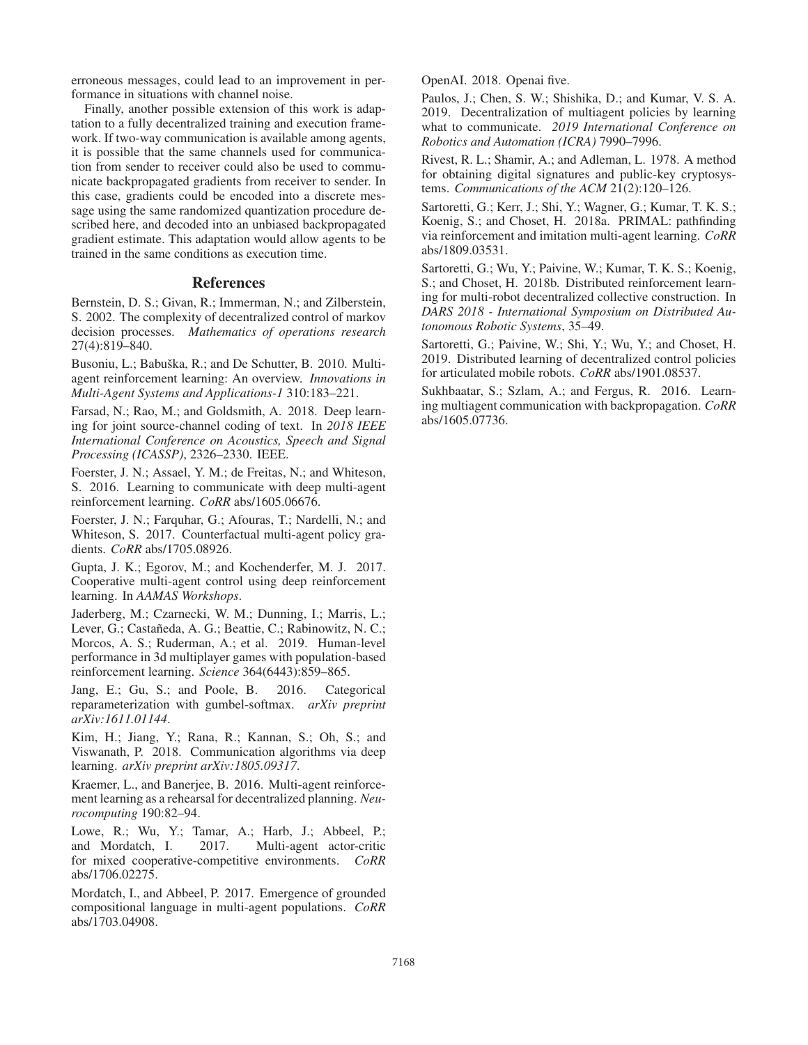erroneous messages, could lead to an improvement in performance in situations with channel noise.

Finally, another possible extension of this work is adaptation to a fully decentralized training and execution framework. If two-way communication is available among agents, it is possible that the same channels used for communication from sender to receiver could also be used to communicate backpropagated gradients from receiver to sender. In this case, gradients could be encoded into a discrete message using the same randomized quantization procedure described here, and decoded into an unbiased backpropagated gradient estimate. This adaptation would allow agents to be trained in the same conditions as execution time.

## References

Bernstein, D. S.; Givan, R.; Immerman, N.; and Zilberstein, S. 2002. The complexity of decentralized control of markov decision processes. *Mathematics of operations research* 27(4):819–840.

Busoniu, L.; Babuška, R.; and De Schutter, B. 2010. Multi-agent reinforcement learning: An overview. *Innovations in Multi-Agent Systems and Applications-1* 310:183–221.

Farsad, N.; Rao, M.; and Goldsmith, A. 2018. Deep learning for joint source-channel coding of text. In *2018 IEEE International Conference on Acoustics, Speech and Signal Processing (ICASSP)*, 2326–2330. IEEE.

Foerster, J. N.; Assael, Y. M.; de Freitas, N.; and Whiteson, S. 2016. Learning to communicate with deep multi-agent reinforcement learning. *CoRR* abs/1605.06676.

Foerster, J. N.; Farquhar, G.; Afouras, T.; Nardelli, N.; and Whiteson, S. 2017. Counterfactual multi-agent policy gradients. *CoRR* abs/1705.08926.

Gupta, J. K.; Egorov, M.; and Kochenderfer, M. J. 2017. Cooperative multi-agent control using deep reinforcement learning. In *AAMAS Workshops*.

Jaderberg, M.; Czarnecki, W. M.; Dunning, I.; Marris, L.; Lever, G.; Castañeda, A. G.; Beattie, C.; Rabinowitz, N. C.; Morcos, A. S.; Ruderman, A.; et al. 2019. Human-level performance in 3d multiplayer games with population-based reinforcement learning. *Science* 364(6443):859–865.

Jang, E.; Gu, S.; and Poole, B. 2016. Categorical reparameterization with gumbel-softmax. *arXiv preprint arXiv:1611.01144*.

Kim, H.; Jiang, Y.; Rana, R.; Kannan, S.; Oh, S.; and Viswanath, P. 2018. Communication algorithms via deep learning. *arXiv preprint arXiv:1805.09317*.

Kraemer, L., and Banerjee, B. 2016. Multi-agent reinforcement learning as a rehearsal for decentralized planning. *Neurocomputing* 190:82–94.

Lowe, R.; Wu, Y.; Tamar, A.; Harb, J.; Abbeel, P.; and Mordatch, I. 2017. Multi-agent actor-critic for mixed cooperative-competitive environments. *CoRR* abs/1706.02275.

Mordatch, I., and Abbeel, P. 2017. Emergence of grounded compositional language in multi-agent populations. *CoRR* abs/1703.04908.

OpenAI. 2018. Openai five.

Paulos, J.; Chen, S. W.; Shishika, D.; and Kumar, V. S. A. 2019. Decentralization of multiagent policies by learning what to communicate. *2019 International Conference on Robotics and Automation (ICRA)* 7990–7996.

Rivest, R. L.; Shamir, A.; and Adleman, L. 1978. A method for obtaining digital signatures and public-key cryptosystems. *Communications of the ACM* 21(2):120–126.

Sartoretti, G.; Kerr, J.; Shi, Y.; Wagner, G.; Kumar, T. K. S.; Koenig, S.; and Choset, H. 2018a. PRIMAL: pathfinding via reinforcement and imitation multi-agent learning. *CoRR* abs/1809.03531.

Sartoretti, G.; Wu, Y.; Paivine, W.; Kumar, T. K. S.; Koenig, S.; and Choset, H. 2018b. Distributed reinforcement learning for multi-robot decentralized collective construction. In *DARS 2018 - International Symposium on Distributed Autonomous Robotic Systems*, 35–49.

Sartoretti, G.; Paivine, W.; Shi, Y.; Wu, Y.; and Choset, H. 2019. Distributed learning of decentralized control policies for articulated mobile robots. *CoRR* abs/1901.08537.

Sukhbaatar, S.; Szlam, A.; and Fergus, R. 2016. Learning multiagent communication with backpropagation. *CoRR* abs/1605.07736.